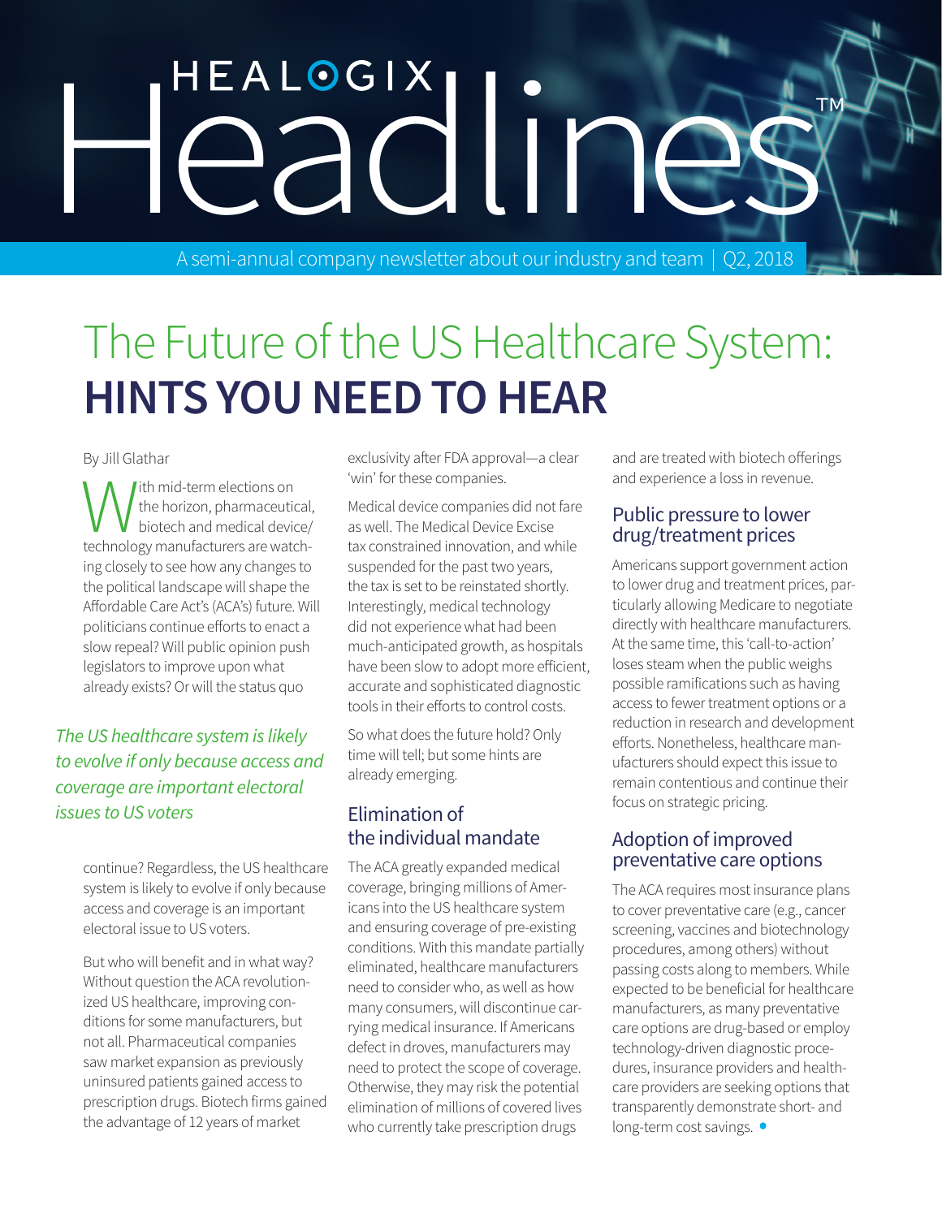# HEALOGIX Headlines™

A semi-annual company newsletter about our industry and team | Q2, 2018

# The Future of the US Healthcare System: **HINTS YOU NEED TO HEAR**

By Jill Glathar

With mid-term elections on the horizon, pharmaceutical, biotech and medical device/technology manufacturers are watching closely to see how any changes to the political landscape will shape the Affordable Care Act's (ACA's) future. Will politicians continue efforts to enact a slow repeal? Will public opinion push legislators to improve upon what already exists? Or will the status quo continue? Regardless, the US healthcare system is likely to evolve if only because access and coverage is an important electoral issue to US voters.

*The US healthcare system is likely to evolve if only because access and coverage are important electoral issues to US voters*

But who will benefit and in what way? Without question the ACA revolutionized US healthcare, improving conditions for some manufacturers, but not all. Pharmaceutical companies saw market expansion as previously uninsured patients gained access to prescription drugs. Biotech firms gained the advantage of 12 years of market exclusivity after FDA approval—a clear 'win' for these companies.

Medical device companies did not fare as well. The Medical Device Excise tax constrained innovation, and while suspended for the past two years, the tax is set to be reinstated shortly. Interestingly, medical technology did not experience what had been much-anticipated growth, as hospitals have been slow to adopt more efficient, accurate and sophisticated diagnostic tools in their efforts to control costs.

So what does the future hold? Only time will tell; but some hints are already emerging.

## Elimination of the individual mandate

The ACA greatly expanded medical coverage, bringing millions of Americans into the US healthcare system and ensuring coverage of pre-existing conditions. With this mandate partially eliminated, healthcare manufacturers need to consider who, as well as how many consumers, will discontinue carrying medical insurance. If Americans defect in droves, manufacturers may need to protect the scope of coverage. Otherwise, they may risk the potential elimination of millions of covered lives who currently take prescription drugs and are treated with biotech offerings and experience a loss in revenue.

## Public pressure to lower drug/treatment prices

Americans support government action to lower drug and treatment prices, particularly allowing Medicare to negotiate directly with healthcare manufacturers. At the same time, this 'call-to-action' loses steam when the public weighs possible ramifications such as having access to fewer treatment options or a reduction in research and development efforts. Nonetheless, healthcare manufacturers should expect this issue to remain contentious and continue their focus on strategic pricing.

## Adoption of improved preventative care options

The ACA requires most insurance plans to cover preventative care (e.g., cancer screening, vaccines and biotechnology procedures, among others) without passing costs along to members. While expected to be beneficial for healthcare manufacturers, as many preventative care options are drug-based or employ technology-driven diagnostic procedures, insurance providers and healthcare providers are seeking options that transparently demonstrate short- and long-term cost savings.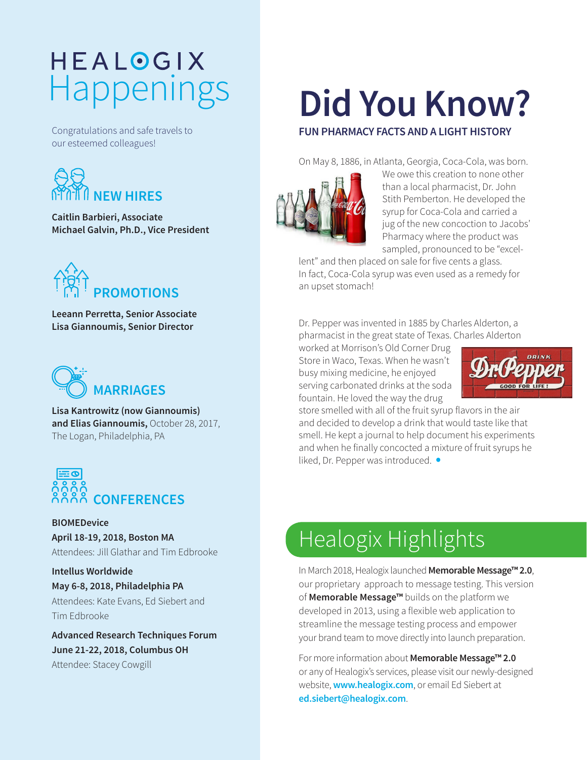# HEALOGIX Happenings

Congratulations and safe travels to our esteemed colleagues!

## NEW HIRES

**Caitlin Barbieri, Associate**
**Michael Galvin, Ph.D., Vice President**

## PROMOTIONS

**Leeann Perretta, Senior Associate**
**Lisa Giannoumis, Senior Director**

## MARRIAGES

**Lisa Kantrowitz (now Giannoumis) and Elias Giannoumis,** October 28, 2017, The Logan, Philadelphia, PA

## CONFERENCES

**BIOMEDevice**
**April 18-19, 2018, Boston MA**
Attendees: Jill Glathar and Tim Edbrooke

**Intellus Worldwide**
**May 6-8, 2018, Philadelphia PA**
Attendees: Kate Evans, Ed Siebert and Tim Edbrooke

**Advanced Research Techniques Forum**
**June 21-22, 2018, Columbus OH**
Attendee: Stacey Cowgill

# Did You Know?

**FUN PHARMACY FACTS AND A LIGHT HISTORY**

On May 8, 1886, in Atlanta, Georgia, Coca-Cola, was born. We owe this creation to none other than a local pharmacist, Dr. John Stith Pemberton. He developed the syrup for Coca-Cola and carried a jug of the new concoction to Jacobs' Pharmacy where the product was sampled, pronounced to be "excellent" and then placed on sale for five cents a glass. In fact, Coca-Cola syrup was even used as a remedy for an upset stomach!

Dr. Pepper was invented in 1885 by Charles Alderton, a pharmacist in the great state of Texas. Charles Alderton worked at Morrison's Old Corner Drug Store in Waco, Texas. When he wasn't busy mixing medicine, he enjoyed serving carbonated drinks at the soda fountain. He loved the way the drug store smelled with all of the fruit syrup flavors in the air and decided to develop a drink that would taste like that smell. He kept a journal to help document his experiments and when he finally concocted a mixture of fruit syrups he liked, Dr. Pepper was introduced.

## Healogix Highlights

In March 2018, Healogix launched **Memorable Message™ 2.0**, our proprietary approach to message testing. This version of **Memorable Message™** builds on the platform we developed in 2013, using a flexible web application to streamline the message testing process and empower your brand team to move directly into launch preparation.

For more information about **Memorable Message™ 2.0** or any of Healogix's services, please visit our newly-designed website, **www.healogix.com**, or email Ed Siebert at **ed.siebert@healogix.com**.